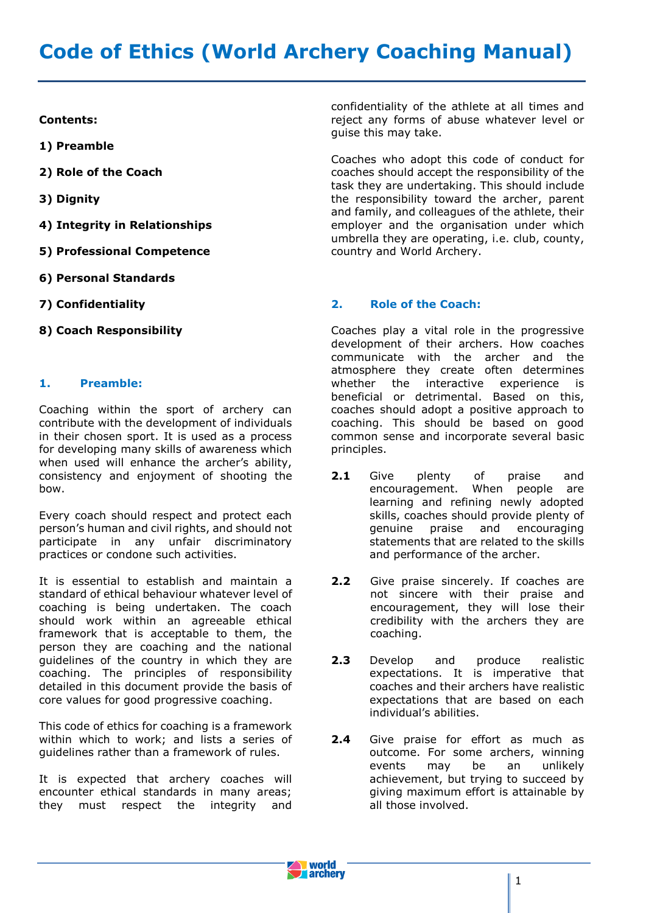# Code of Ethics (World Archery Coaching Manual)

**Contents:**

**1) Preamble**

**2) Role of the Coach**

**3) Dignity**

**4) Integrity in Relationships**

**5) Professional Competence**

**6) Personal Standards**

**7) Confidentiality**

**8) Coach Responsibility**

## 1. Preamble:

Coaching within the sport of archery can contribute with the development of individuals in their chosen sport. It is used as a process for developing many skills of awareness which when used will enhance the archer's ability, consistency and enjoyment of shooting the bow.

Every coach should respect and protect each person's human and civil rights, and should not participate in any unfair discriminatory practices or condone such activities.

It is essential to establish and maintain a standard of ethical behaviour whatever level of coaching is being undertaken. The coach should work within an agreeable ethical framework that is acceptable to them, the person they are coaching and the national guidelines of the country in which they are coaching. The principles of responsibility detailed in this document provide the basis of core values for good progressive coaching.

This code of ethics for coaching is a framework within which to work; and lists a series of guidelines rather than a framework of rules.

It is expected that archery coaches will encounter ethical standards in many areas; they must respect the integrity and confidentiality of the athlete at all times and reject any forms of abuse whatever level or guise this may take.

Coaches who adopt this code of conduct for coaches should accept the responsibility of the task they are undertaking. This should include the responsibility toward the archer, parent and family, and colleagues of the athlete, their employer and the organisation under which umbrella they are operating, i.e. club, county, country and World Archery.

## 2. Role of the Coach:

Coaches play a vital role in the progressive development of their archers. How coaches communicate with the archer and the atmosphere they create often determines whether the interactive experience is beneficial or detrimental. Based on this, coaches should adopt a positive approach to coaching. This should be based on good common sense and incorporate several basic principles.

**2.1** Give plenty of praise and encouragement. When people are learning and refining newly adopted skills, coaches should provide plenty of genuine praise and encouraging statements that are related to the skills and performance of the archer.

**2.2** Give praise sincerely. If coaches are not sincere with their praise and encouragement, they will lose their credibility with the archers they are coaching.

**2.3** Develop and produce realistic expectations. It is imperative that coaches and their archers have realistic expectations that are based on each individual's abilities.

**2.4** Give praise for effort as much as outcome. For some archers, winning events may be an unlikely achievement, but trying to succeed by giving maximum effort is attainable by all those involved.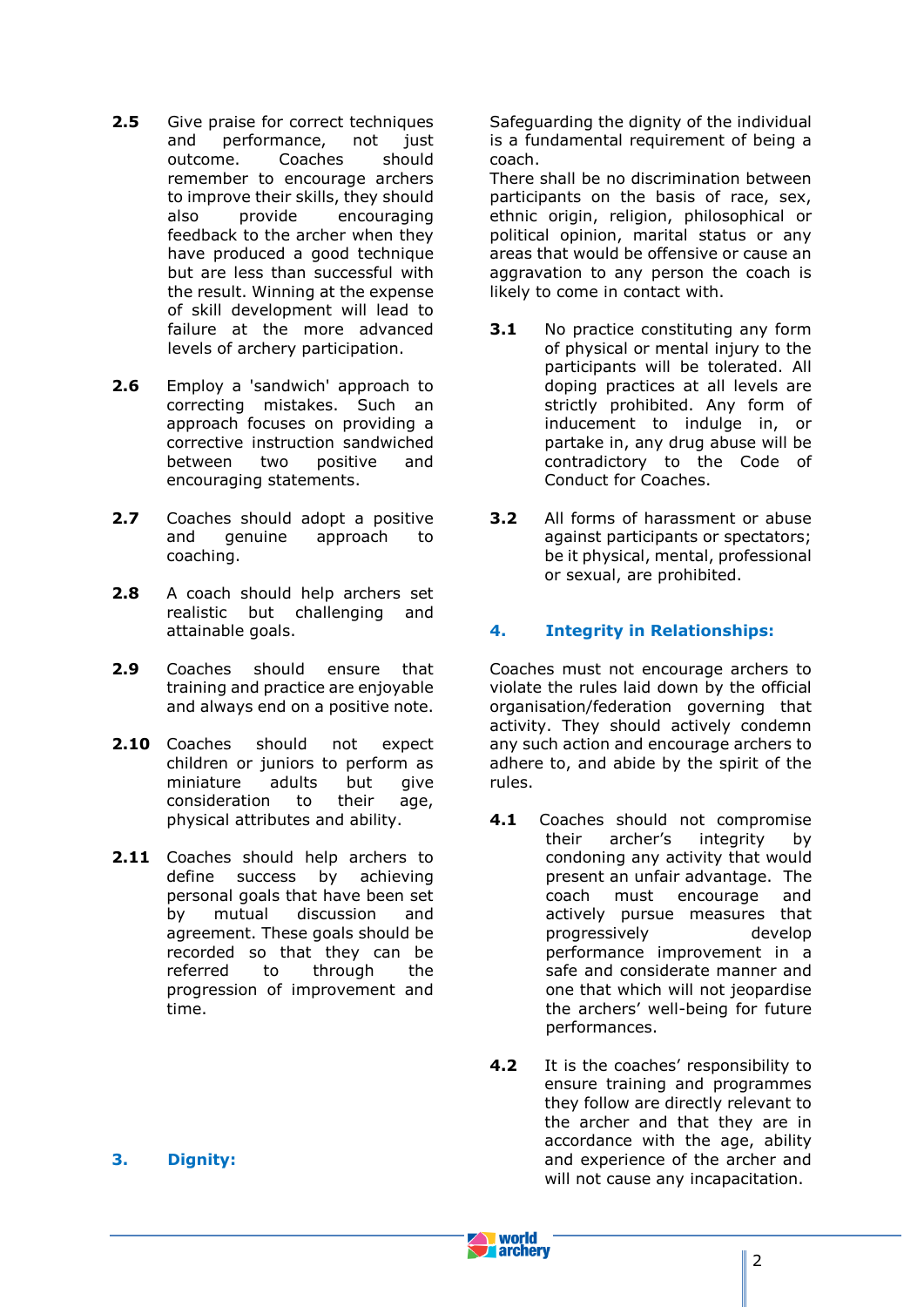**2.5** Give praise for correct techniques and performance, not just outcome. Coaches should remember to encourage archers to improve their skills, they should also provide encouraging feedback to the archer when they have produced a good technique but are less than successful with the result. Winning at the expense of skill development will lead to failure at the more advanced levels of archery participation.

**2.6** Employ a 'sandwich' approach to correcting mistakes. Such an approach focuses on providing a corrective instruction sandwiched between two positive and encouraging statements.

**2.7** Coaches should adopt a positive and genuine approach to coaching.

**2.8** A coach should help archers set realistic but challenging and attainable goals.

**2.9** Coaches should ensure that training and practice are enjoyable and always end on a positive note.

**2.10** Coaches should not expect children or juniors to perform as miniature adults but give consideration to their age, physical attributes and ability.

**2.11** Coaches should help archers to define success by achieving personal goals that have been set by mutual discussion and agreement. These goals should be recorded so that they can be referred to through the progression of improvement and time.

## 3. Dignity:

Safeguarding the dignity of the individual is a fundamental requirement of being a coach.
There shall be no discrimination between participants on the basis of race, sex, ethnic origin, religion, philosophical or political opinion, marital status or any areas that would be offensive or cause an aggravation to any person the coach is likely to come in contact with.

**3.1** No practice constituting any form of physical or mental injury to the participants will be tolerated. All doping practices at all levels are strictly prohibited. Any form of inducement to indulge in, or partake in, any drug abuse will be contradictory to the Code of Conduct for Coaches.

**3.2** All forms of harassment or abuse against participants or spectators; be it physical, mental, professional or sexual, are prohibited.

## 4. Integrity in Relationships:

Coaches must not encourage archers to violate the rules laid down by the official organisation/federation governing that activity. They should actively condemn any such action and encourage archers to adhere to, and abide by the spirit of the rules.

**4.1** Coaches should not compromise their archer's integrity by condoning any activity that would present an unfair advantage. The coach must encourage and actively pursue measures that progressively develop performance improvement in a safe and considerate manner and one that which will not jeopardise the archers' well-being for future performances.

**4.2** It is the coaches' responsibility to ensure training and programmes they follow are directly relevant to the archer and that they are in accordance with the age, ability and experience of the archer and will not cause any incapacitation.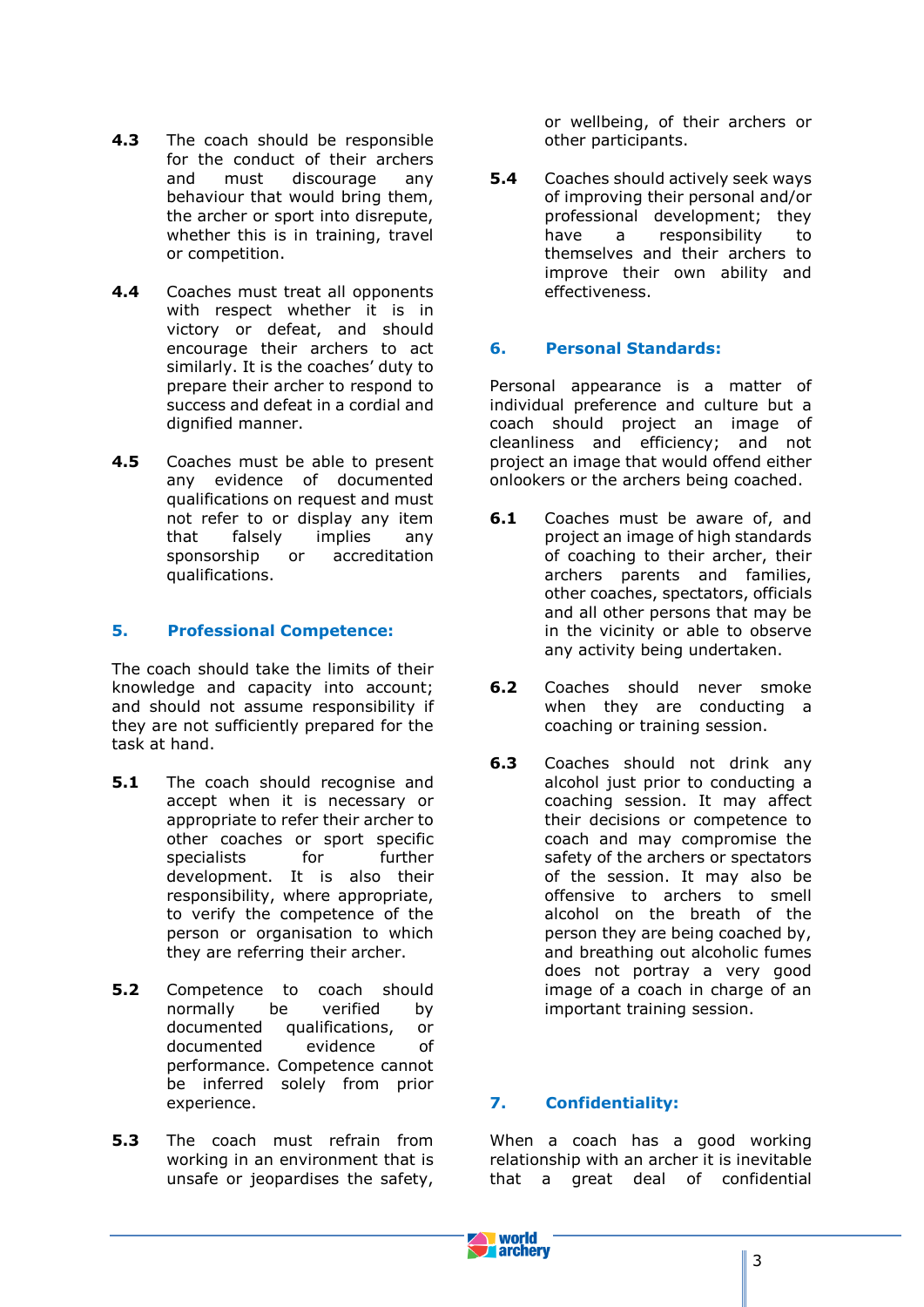**4.3** The coach should be responsible for the conduct of their archers and must discourage any behaviour that would bring them, the archer or sport into disrepute, whether this is in training, travel or competition.

**4.4** Coaches must treat all opponents with respect whether it is in victory or defeat, and should encourage their archers to act similarly. It is the coaches' duty to prepare their archer to respond to success and defeat in a cordial and dignified manner.

**4.5** Coaches must be able to present any evidence of documented qualifications on request and must not refer to or display any item that falsely implies any sponsorship or accreditation qualifications.

## 5. Professional Competence:

The coach should take the limits of their knowledge and capacity into account; and should not assume responsibility if they are not sufficiently prepared for the task at hand.

**5.1** The coach should recognise and accept when it is necessary or appropriate to refer their archer to other coaches or sport specific specialists for further development. It is also their responsibility, where appropriate, to verify the competence of the person or organisation to which they are referring their archer.

**5.2** Competence to coach should normally be verified by documented qualifications, or documented evidence of performance. Competence cannot be inferred solely from prior experience.

**5.3** The coach must refrain from working in an environment that is unsafe or jeopardises the safety, or wellbeing, of their archers or other participants.

**5.4** Coaches should actively seek ways of improving their personal and/or professional development; they have a responsibility to themselves and their archers to improve their own ability and effectiveness.

## 6. Personal Standards:

Personal appearance is a matter of individual preference and culture but a coach should project an image of cleanliness and efficiency; and not project an image that would offend either onlookers or the archers being coached.

**6.1** Coaches must be aware of, and project an image of high standards of coaching to their archer, their archers parents and families, other coaches, spectators, officials and all other persons that may be in the vicinity or able to observe any activity being undertaken.

**6.2** Coaches should never smoke when they are conducting a coaching or training session.

**6.3** Coaches should not drink any alcohol just prior to conducting a coaching session. It may affect their decisions or competence to coach and may compromise the safety of the archers or spectators of the session. It may also be offensive to archers to smell alcohol on the breath of the person they are being coached by, and breathing out alcoholic fumes does not portray a very good image of a coach in charge of an important training session.

## 7. Confidentiality:

When a coach has a good working relationship with an archer it is inevitable that a great deal of confidential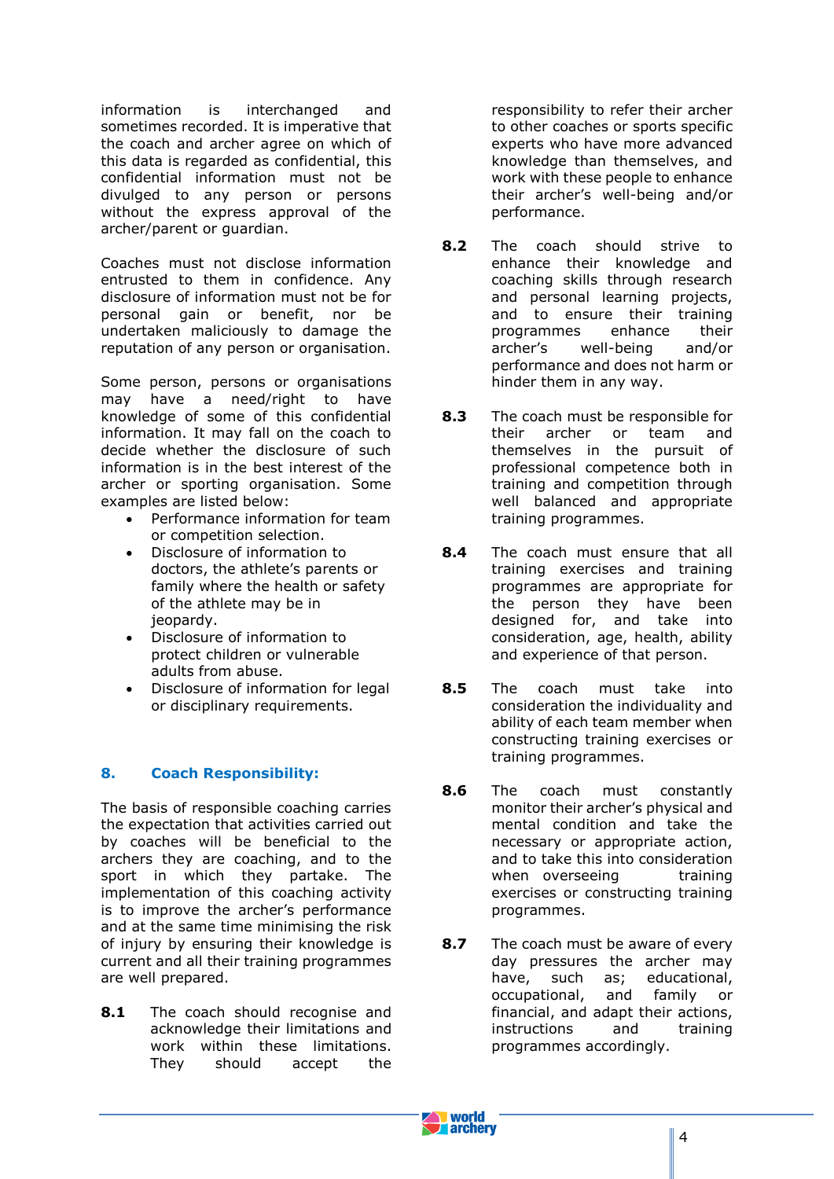information is interchanged and sometimes recorded. It is imperative that the coach and archer agree on which of this data is regarded as confidential, this confidential information must not be divulged to any person or persons without the express approval of the archer/parent or guardian.

Coaches must not disclose information entrusted to them in confidence. Any disclosure of information must not be for personal gain or benefit, nor be undertaken maliciously to damage the reputation of any person or organisation.

Some person, persons or organisations may have a need/right to have knowledge of some of this confidential information. It may fall on the coach to decide whether the disclosure of such information is in the best interest of the archer or sporting organisation. Some examples are listed below:

- Performance information for team or competition selection.
- Disclosure of information to doctors, the athlete's parents or family where the health or safety of the athlete may be in jeopardy.
- Disclosure of information to protect children or vulnerable adults from abuse.
- Disclosure of information for legal or disciplinary requirements.

## 8. Coach Responsibility:

The basis of responsible coaching carries the expectation that activities carried out by coaches will be beneficial to the archers they are coaching, and to the sport in which they partake. The implementation of this coaching activity is to improve the archer's performance and at the same time minimising the risk of injury by ensuring their knowledge is current and all their training programmes are well prepared.

**8.1** The coach should recognise and acknowledge their limitations and work within these limitations. They should accept the responsibility to refer their archer to other coaches or sports specific experts who have more advanced knowledge than themselves, and work with these people to enhance their archer's well-being and/or performance.

**8.2** The coach should strive to enhance their knowledge and coaching skills through research and personal learning projects, and to ensure their training programmes enhance their archer's well-being and/or performance and does not harm or hinder them in any way.

**8.3** The coach must be responsible for their archer or team and themselves in the pursuit of professional competence both in training and competition through well balanced and appropriate training programmes.

**8.4** The coach must ensure that all training exercises and training programmes are appropriate for the person they have been designed for, and take into consideration, age, health, ability and experience of that person.

**8.5** The coach must take into consideration the individuality and ability of each team member when constructing training exercises or training programmes.

**8.6** The coach must constantly monitor their archer's physical and mental condition and take the necessary or appropriate action, and to take this into consideration when overseeing training exercises or constructing training programmes.

**8.7** The coach must be aware of every day pressures the archer may have, such as; educational, occupational, and family or financial, and adapt their actions, instructions and training programmes accordingly.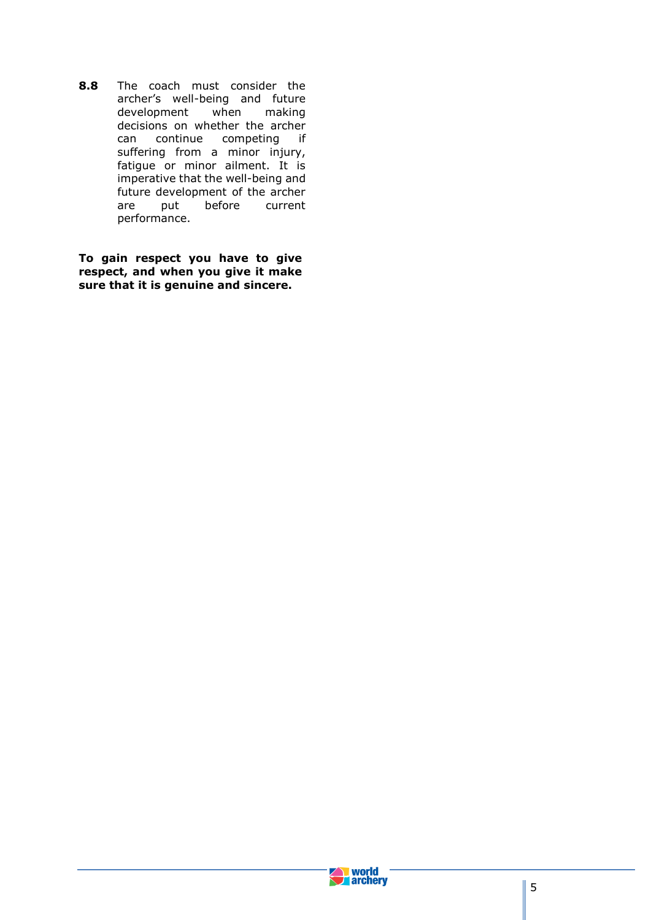**8.8** The coach must consider the archer's well-being and future development when making decisions on whether the archer can continue competing if suffering from a minor injury, fatigue or minor ailment. It is imperative that the well-being and future development of the archer are put before current performance.

**To gain respect you have to give respect, and when you give it make sure that it is genuine and sincere.**